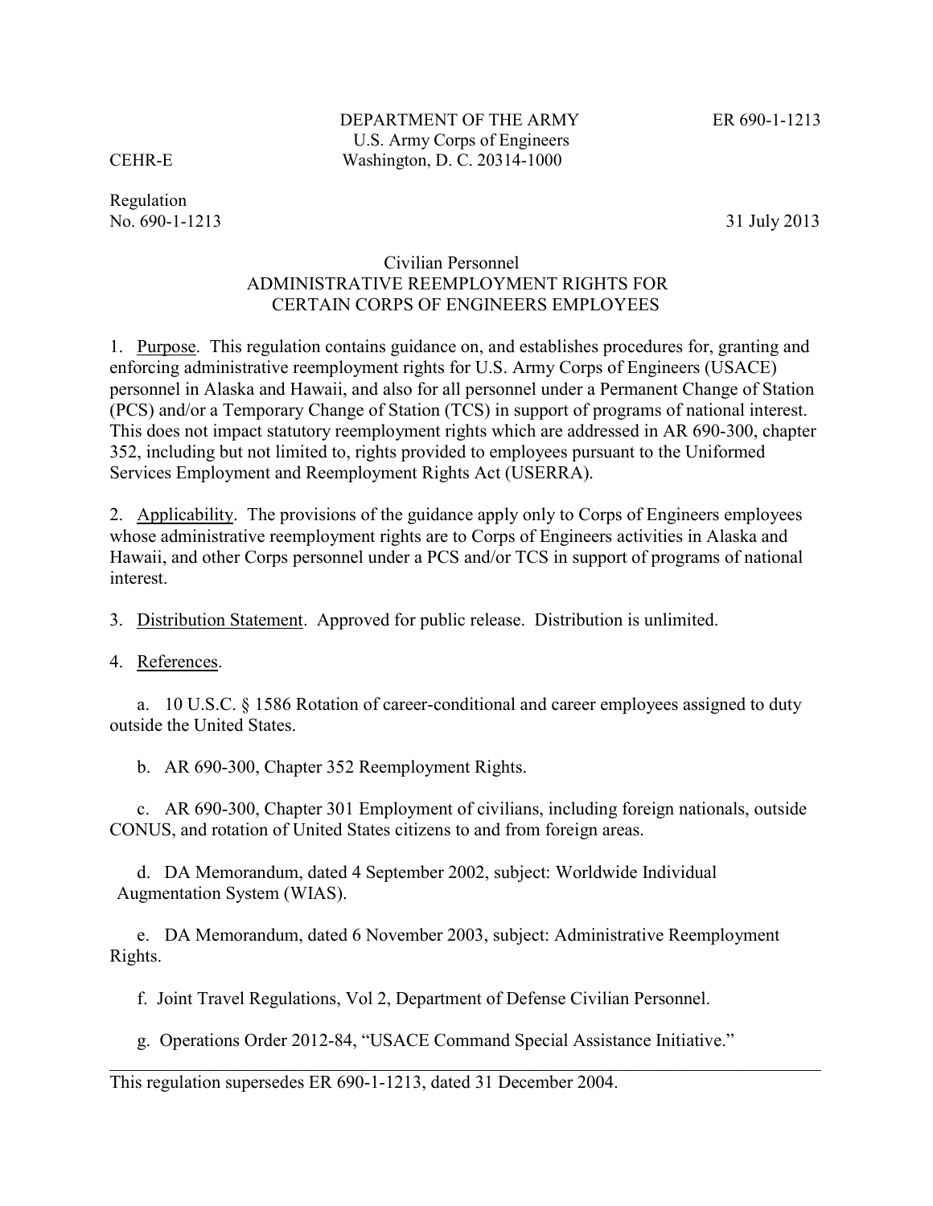DEPARTMENT OF THE ARMY
U.S. Army Corps of Engineers
Washington, D. C. 20314-1000

ER 690-1-1213

CEHR-E

Regulation
No. 690-1-1213

31 July 2013

# Civilian Personnel
# ADMINISTRATIVE REEMPLOYMENT RIGHTS FOR CERTAIN CORPS OF ENGINEERS EMPLOYEES

1. Purpose. This regulation contains guidance on, and establishes procedures for, granting and enforcing administrative reemployment rights for U.S. Army Corps of Engineers (USACE) personnel in Alaska and Hawaii, and also for all personnel under a Permanent Change of Station (PCS) and/or a Temporary Change of Station (TCS) in support of programs of national interest. This does not impact statutory reemployment rights which are addressed in AR 690-300, chapter 352, including but not limited to, rights provided to employees pursuant to the Uniformed Services Employment and Reemployment Rights Act (USERRA).

2. Applicability. The provisions of the guidance apply only to Corps of Engineers employees whose administrative reemployment rights are to Corps of Engineers activities in Alaska and Hawaii, and other Corps personnel under a PCS and/or TCS in support of programs of national interest.

3. Distribution Statement. Approved for public release. Distribution is unlimited.

4. References.

a. 10 U.S.C. § 1586 Rotation of career-conditional and career employees assigned to duty outside the United States.

b. AR 690-300, Chapter 352 Reemployment Rights.

c. AR 690-300, Chapter 301 Employment of civilians, including foreign nationals, outside CONUS, and rotation of United States citizens to and from foreign areas.

d. DA Memorandum, dated 4 September 2002, subject: Worldwide Individual Augmentation System (WIAS).

e. DA Memorandum, dated 6 November 2003, subject: Administrative Reemployment Rights.

f. Joint Travel Regulations, Vol 2, Department of Defense Civilian Personnel.

g. Operations Order 2012-84, "USACE Command Special Assistance Initiative."

---

This regulation supersedes ER 690-1-1213, dated 31 December 2004.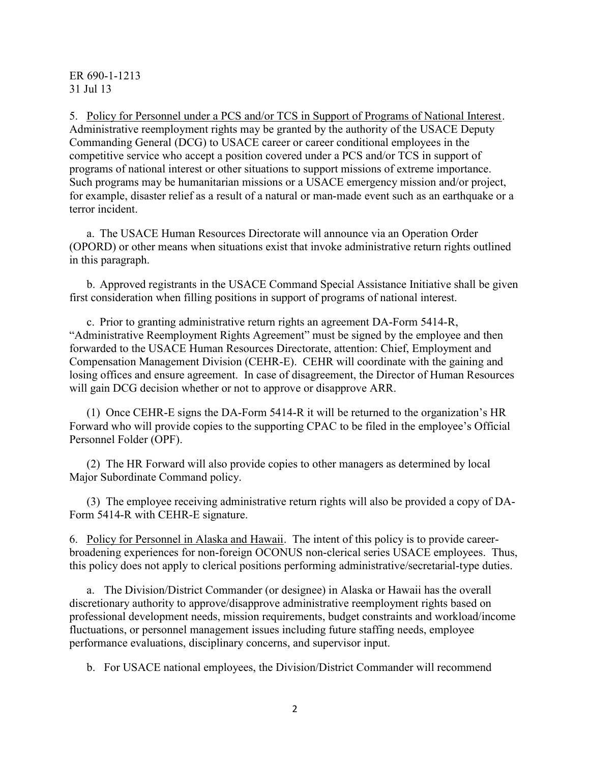5. Policy for Personnel under a PCS and/or TCS in Support of Programs of National Interest. Administrative reemployment rights may be granted by the authority of the USACE Deputy Commanding General (DCG) to USACE career or career conditional employees in the competitive service who accept a position covered under a PCS and/or TCS in support of programs of national interest or other situations to support missions of extreme importance. Such programs may be humanitarian missions or a USACE emergency mission and/or project, for example, disaster relief as a result of a natural or man-made event such as an earthquake or a terror incident.

a. The USACE Human Resources Directorate will announce via an Operation Order (OPORD) or other means when situations exist that invoke administrative return rights outlined in this paragraph.

b. Approved registrants in the USACE Command Special Assistance Initiative shall be given first consideration when filling positions in support of programs of national interest.

c. Prior to granting administrative return rights an agreement DA-Form 5414-R, "Administrative Reemployment Rights Agreement" must be signed by the employee and then forwarded to the USACE Human Resources Directorate, attention: Chief, Employment and Compensation Management Division (CEHR-E). CEHR will coordinate with the gaining and losing offices and ensure agreement. In case of disagreement, the Director of Human Resources will gain DCG decision whether or not to approve or disapprove ARR.

(1) Once CEHR-E signs the DA-Form 5414-R it will be returned to the organization's HR Forward who will provide copies to the supporting CPAC to be filed in the employee's Official Personnel Folder (OPF).

(2) The HR Forward will also provide copies to other managers as determined by local Major Subordinate Command policy.

(3) The employee receiving administrative return rights will also be provided a copy of DA-Form 5414-R with CEHR-E signature.

6. Policy for Personnel in Alaska and Hawaii. The intent of this policy is to provide career-broadening experiences for non-foreign OCONUS non-clerical series USACE employees. Thus, this policy does not apply to clerical positions performing administrative/secretarial-type duties.

a. The Division/District Commander (or designee) in Alaska or Hawaii has the overall discretionary authority to approve/disapprove administrative reemployment rights based on professional development needs, mission requirements, budget constraints and workload/income fluctuations, or personnel management issues including future staffing needs, employee performance evaluations, disciplinary concerns, and supervisor input.

b. For USACE national employees, the Division/District Commander will recommend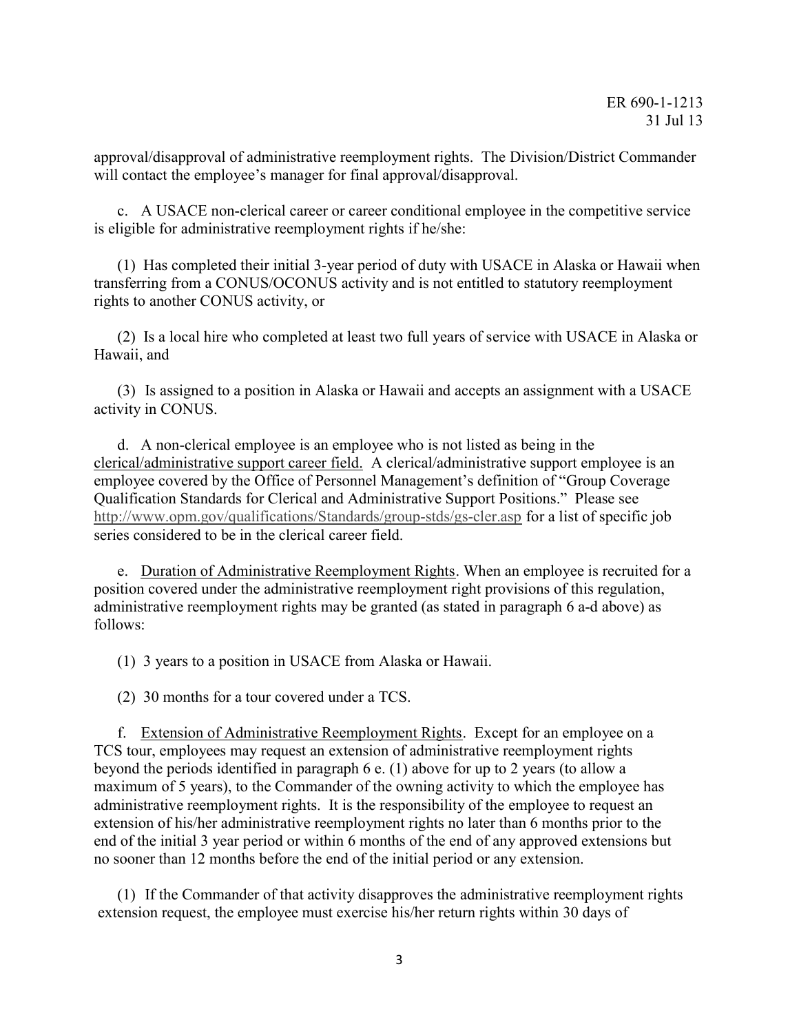approval/disapproval of administrative reemployment rights. The Division/District Commander will contact the employee's manager for final approval/disapproval.

c. A USACE non-clerical career or career conditional employee in the competitive service is eligible for administrative reemployment rights if he/she:

(1) Has completed their initial 3-year period of duty with USACE in Alaska or Hawaii when transferring from a CONUS/OCONUS activity and is not entitled to statutory reemployment rights to another CONUS activity, or

(2) Is a local hire who completed at least two full years of service with USACE in Alaska or Hawaii, and

(3) Is assigned to a position in Alaska or Hawaii and accepts an assignment with a USACE activity in CONUS.

d. A non-clerical employee is an employee who is not listed as being in the <u>clerical/administrative support career field.</u> A clerical/administrative support employee is an employee covered by the Office of Personnel Management's definition of "Group Coverage Qualification Standards for Clerical and Administrative Support Positions." Please see http://www.opm.gov/qualifications/Standards/group-stds/gs-cler.asp for a list of specific job series considered to be in the clerical career field.

e. <u>Duration of Administrative Reemployment Rights</u>. When an employee is recruited for a position covered under the administrative reemployment right provisions of this regulation, administrative reemployment rights may be granted (as stated in paragraph 6 a-d above) as follows:

(1) 3 years to a position in USACE from Alaska or Hawaii.

(2) 30 months for a tour covered under a TCS.

f. <u>Extension of Administrative Reemployment Rights</u>. Except for an employee on a TCS tour, employees may request an extension of administrative reemployment rights beyond the periods identified in paragraph 6 e. (1) above for up to 2 years (to allow a maximum of 5 years), to the Commander of the owning activity to which the employee has administrative reemployment rights. It is the responsibility of the employee to request an extension of his/her administrative reemployment rights no later than 6 months prior to the end of the initial 3 year period or within 6 months of the end of any approved extensions but no sooner than 12 months before the end of the initial period or any extension.

(1) If the Commander of that activity disapproves the administrative reemployment rights extension request, the employee must exercise his/her return rights within 30 days of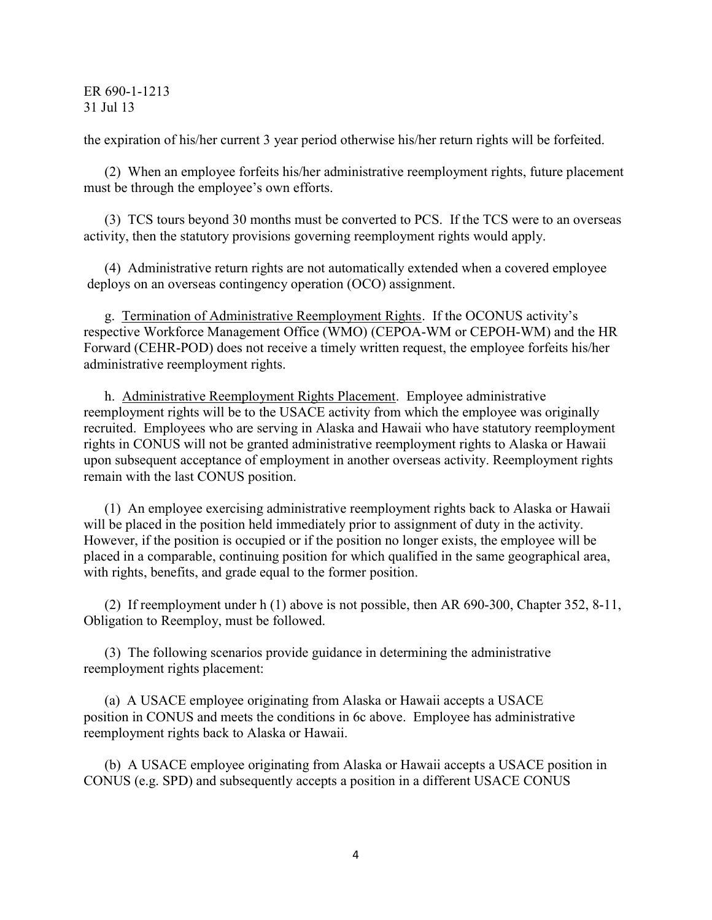the expiration of his/her current 3 year period otherwise his/her return rights will be forfeited.

(2) When an employee forfeits his/her administrative reemployment rights, future placement must be through the employee's own efforts.

(3) TCS tours beyond 30 months must be converted to PCS. If the TCS were to an overseas activity, then the statutory provisions governing reemployment rights would apply.

(4) Administrative return rights are not automatically extended when a covered employee deploys on an overseas contingency operation (OCO) assignment.

g. Termination of Administrative Reemployment Rights. If the OCONUS activity's respective Workforce Management Office (WMO) (CEPOA-WM or CEPOH-WM) and the HR Forward (CEHR-POD) does not receive a timely written request, the employee forfeits his/her administrative reemployment rights.

h. Administrative Reemployment Rights Placement. Employee administrative reemployment rights will be to the USACE activity from which the employee was originally recruited. Employees who are serving in Alaska and Hawaii who have statutory reemployment rights in CONUS will not be granted administrative reemployment rights to Alaska or Hawaii upon subsequent acceptance of employment in another overseas activity. Reemployment rights remain with the last CONUS position.

(1) An employee exercising administrative reemployment rights back to Alaska or Hawaii will be placed in the position held immediately prior to assignment of duty in the activity. However, if the position is occupied or if the position no longer exists, the employee will be placed in a comparable, continuing position for which qualified in the same geographical area, with rights, benefits, and grade equal to the former position.

(2) If reemployment under h (1) above is not possible, then AR 690-300, Chapter 352, 8-11, Obligation to Reemploy, must be followed.

(3) The following scenarios provide guidance in determining the administrative reemployment rights placement:

(a) A USACE employee originating from Alaska or Hawaii accepts a USACE position in CONUS and meets the conditions in 6c above. Employee has administrative reemployment rights back to Alaska or Hawaii.

(b) A USACE employee originating from Alaska or Hawaii accepts a USACE position in CONUS (e.g. SPD) and subsequently accepts a position in a different USACE CONUS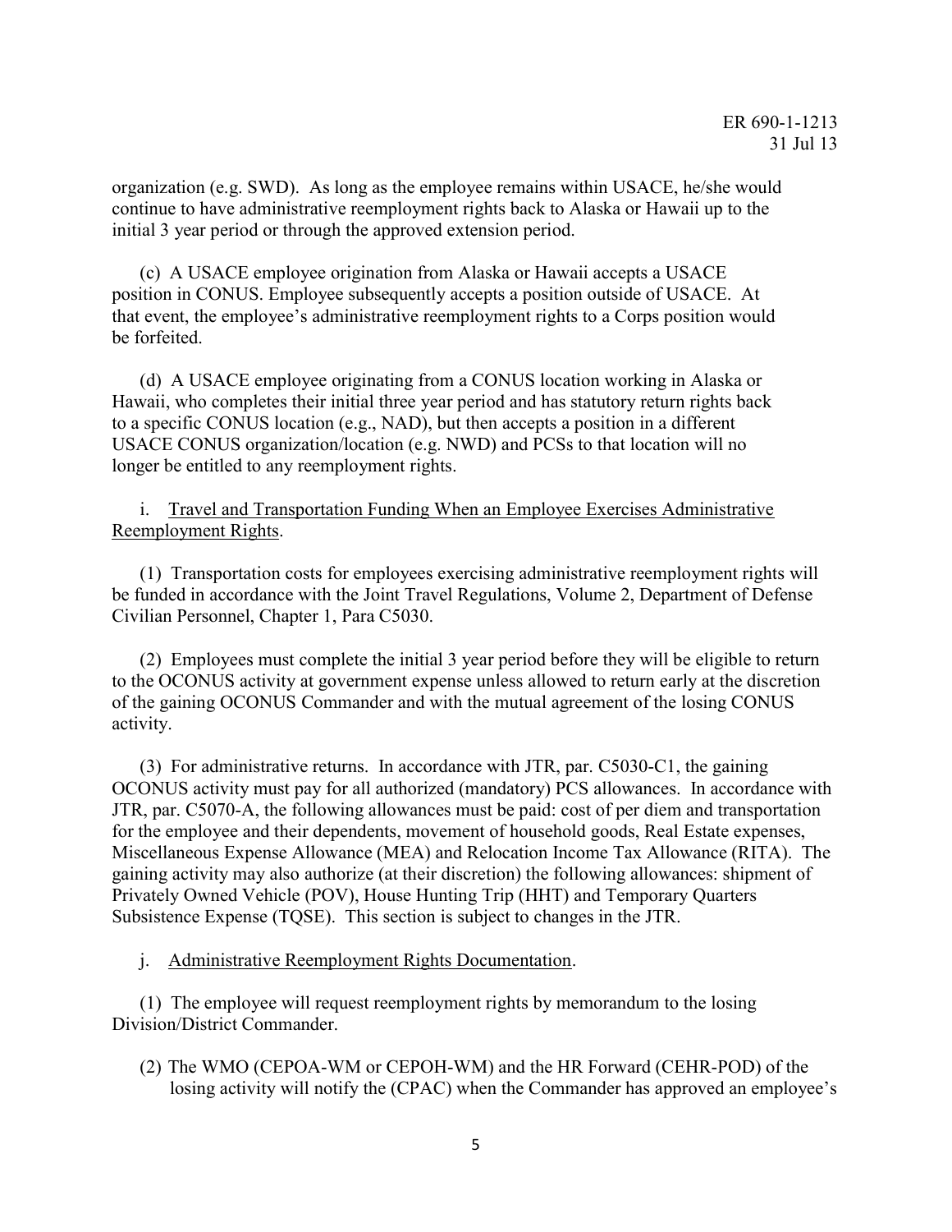organization (e.g. SWD). As long as the employee remains within USACE, he/she would continue to have administrative reemployment rights back to Alaska or Hawaii up to the initial 3 year period or through the approved extension period.

(c) A USACE employee origination from Alaska or Hawaii accepts a USACE position in CONUS. Employee subsequently accepts a position outside of USACE. At that event, the employee's administrative reemployment rights to a Corps position would be forfeited.

(d) A USACE employee originating from a CONUS location working in Alaska or Hawaii, who completes their initial three year period and has statutory return rights back to a specific CONUS location (e.g., NAD), but then accepts a position in a different USACE CONUS organization/location (e.g. NWD) and PCSs to that location will no longer be entitled to any reemployment rights.

i. Travel and Transportation Funding When an Employee Exercises Administrative Reemployment Rights.

(1) Transportation costs for employees exercising administrative reemployment rights will be funded in accordance with the Joint Travel Regulations, Volume 2, Department of Defense Civilian Personnel, Chapter 1, Para C5030.

(2) Employees must complete the initial 3 year period before they will be eligible to return to the OCONUS activity at government expense unless allowed to return early at the discretion of the gaining OCONUS Commander and with the mutual agreement of the losing CONUS activity.

(3) For administrative returns. In accordance with JTR, par. C5030-C1, the gaining OCONUS activity must pay for all authorized (mandatory) PCS allowances. In accordance with JTR, par. C5070-A, the following allowances must be paid: cost of per diem and transportation for the employee and their dependents, movement of household goods, Real Estate expenses, Miscellaneous Expense Allowance (MEA) and Relocation Income Tax Allowance (RITA). The gaining activity may also authorize (at their discretion) the following allowances: shipment of Privately Owned Vehicle (POV), House Hunting Trip (HHT) and Temporary Quarters Subsistence Expense (TQSE). This section is subject to changes in the JTR.

j. Administrative Reemployment Rights Documentation.

(1) The employee will request reemployment rights by memorandum to the losing Division/District Commander.

(2) The WMO (CEPOA-WM or CEPOH-WM) and the HR Forward (CEHR-POD) of the losing activity will notify the (CPAC) when the Commander has approved an employee's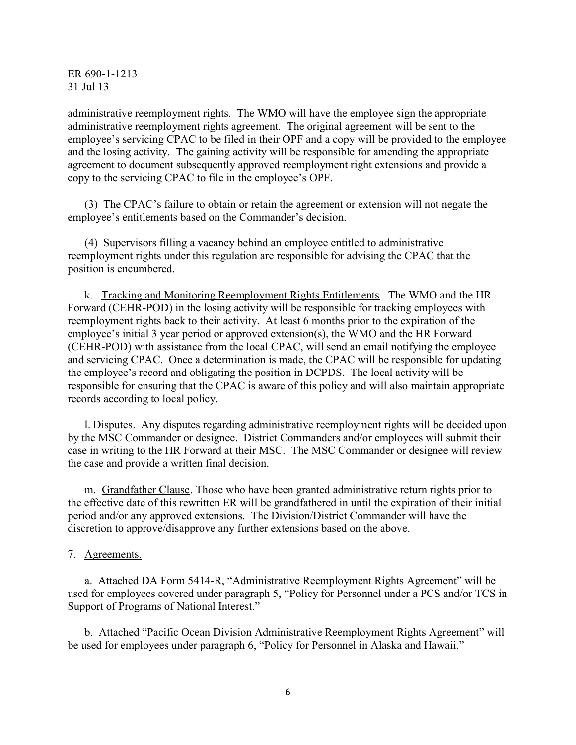administrative reemployment rights. The WMO will have the employee sign the appropriate administrative reemployment rights agreement. The original agreement will be sent to the employee's servicing CPAC to be filed in their OPF and a copy will be provided to the employee and the losing activity. The gaining activity will be responsible for amending the appropriate agreement to document subsequently approved reemployment right extensions and provide a copy to the servicing CPAC to file in the employee's OPF.

(3) The CPAC's failure to obtain or retain the agreement or extension will not negate the employee's entitlements based on the Commander's decision.

(4) Supervisors filling a vacancy behind an employee entitled to administrative reemployment rights under this regulation are responsible for advising the CPAC that the position is encumbered.

k. <u>Tracking and Monitoring Reemployment Rights Entitlements</u>. The WMO and the HR Forward (CEHR-POD) in the losing activity will be responsible for tracking employees with reemployment rights back to their activity. At least 6 months prior to the expiration of the employee's initial 3 year period or approved extension(s), the WMO and the HR Forward (CEHR-POD) with assistance from the local CPAC, will send an email notifying the employee and servicing CPAC. Once a determination is made, the CPAC will be responsible for updating the employee's record and obligating the position in DCPDS. The local activity will be responsible for ensuring that the CPAC is aware of this policy and will also maintain appropriate records according to local policy.

l. <u>Disputes</u>. Any disputes regarding administrative reemployment rights will be decided upon by the MSC Commander or designee. District Commanders and/or employees will submit their case in writing to the HR Forward at their MSC. The MSC Commander or designee will review the case and provide a written final decision.

m. <u>Grandfather Clause</u>. Those who have been granted administrative return rights prior to the effective date of this rewritten ER will be grandfathered in until the expiration of their initial period and/or any approved extensions. The Division/District Commander will have the discretion to approve/disapprove any further extensions based on the above.

7. <u>Agreements.</u>

a. Attached DA Form 5414-R, "Administrative Reemployment Rights Agreement" will be used for employees covered under paragraph 5, "Policy for Personnel under a PCS and/or TCS in Support of Programs of National Interest."

b. Attached "Pacific Ocean Division Administrative Reemployment Rights Agreement" will be used for employees under paragraph 6, "Policy for Personnel in Alaska and Hawaii."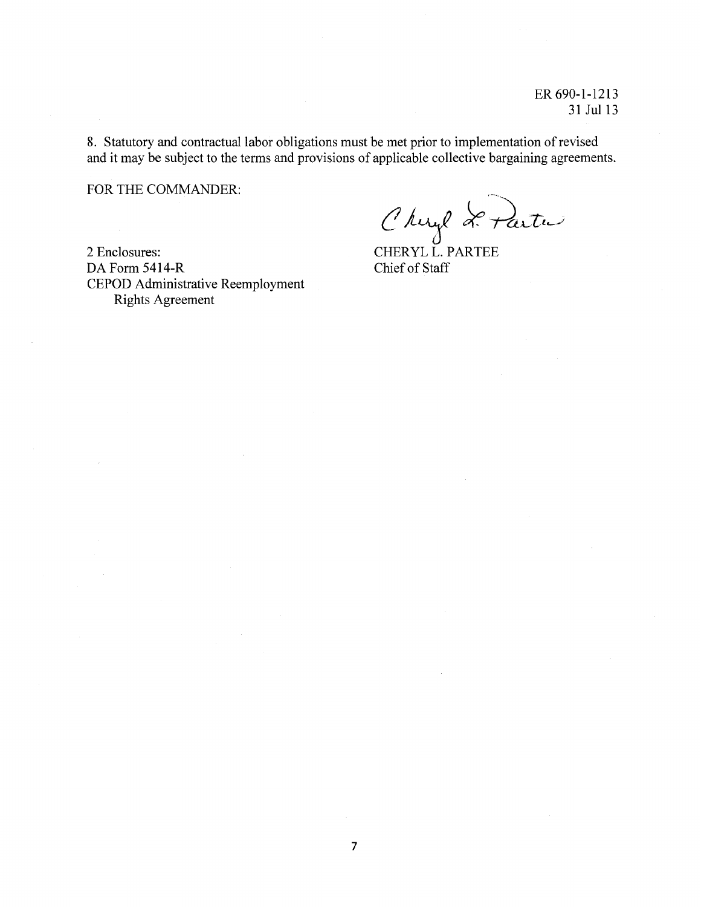8. Statutory and contractual labor obligations must be met prior to implementation of revised and it may be subject to the terms and provisions of applicable collective bargaining agreements.

FOR THE COMMANDER:

CHERYL L. PARTEE
Chief of Staff

2 Enclosures:
DA Form 5414-R
CEPOD Administrative Reemployment Rights Agreement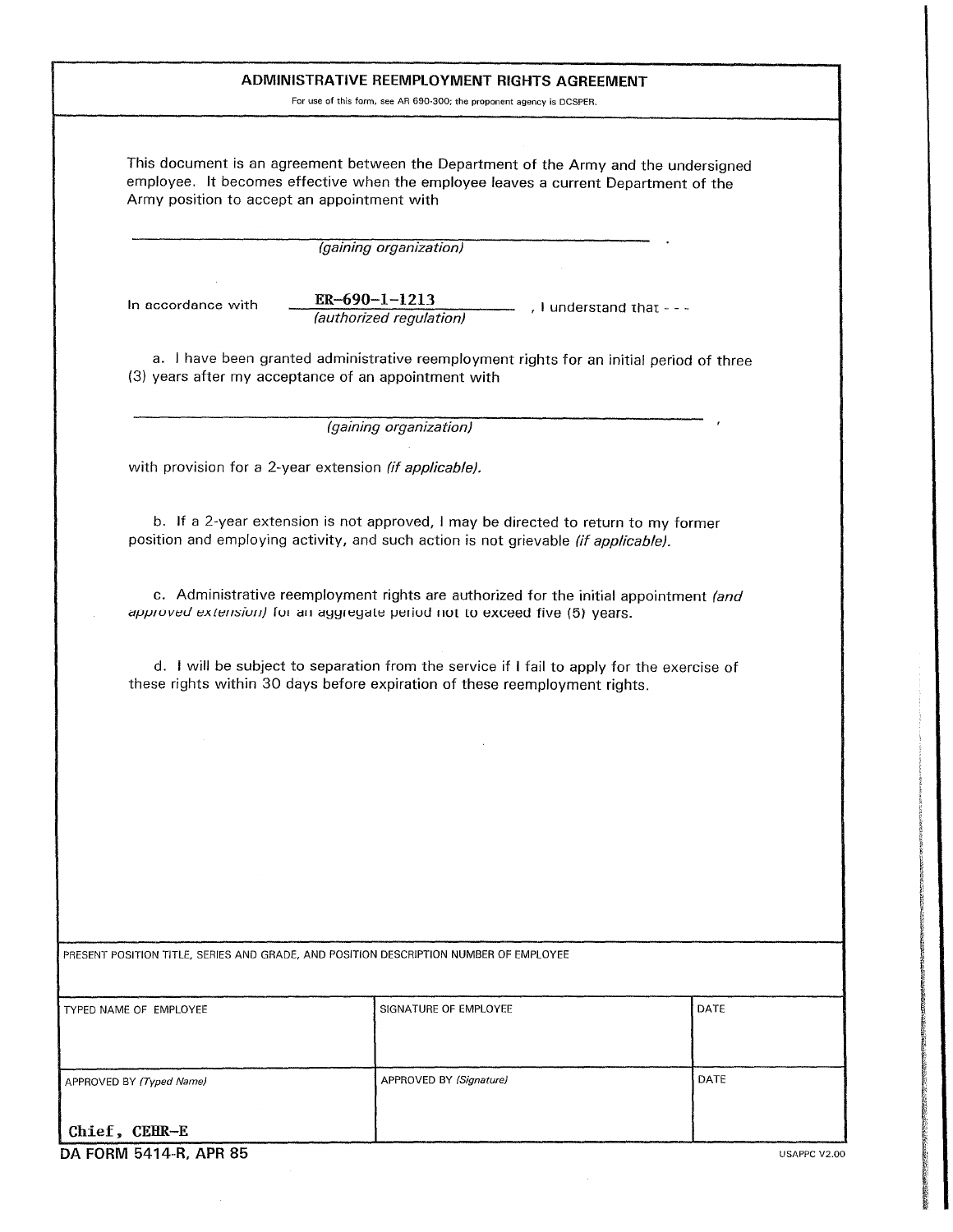# ADMINISTRATIVE REEMPLOYMENT RIGHTS AGREEMENT

For use of this form, see AR 690-300; the proponent agency is DCSPER.

This document is an agreement between the Department of the Army and the undersigned employee. It becomes effective when the employee leaves a current Department of the Army position to accept an appointment with

______________________________________________ .
*(gaining organization)*

In accordance with ER-690-1-1213 *(authorized regulation)*, I understand that - - -

a. I have been granted administrative reemployment rights for an initial period of three (3) years after my acceptance of an appointment with

______________________________________________ ,
*(gaining organization)*

with provision for a 2-year extension *(if applicable)*.

b. If a 2-year extension is not approved, I may be directed to return to my former position and employing activity, and such action is not grievable *(if applicable)*.

c. Administrative reemployment rights are authorized for the initial appointment *(and approved extension)* for an aggregate period not to exceed five (5) years.

d. I will be subject to separation from the service if I fail to apply for the exercise of these rights within 30 days before expiration of these reemployment rights.

| PRESENT POSITION TITLE, SERIES AND GRADE, AND POSITION DESCRIPTION NUMBER OF EMPLOYEE | | |
|---|---|---|
| TYPED NAME OF EMPLOYEE | SIGNATURE OF EMPLOYEE | DATE |
| APPROVED BY *(Typed Name)* <br> Chief, CEHR-E | APPROVED BY *(Signature)* | DATE |

DA FORM 5414-R, APR 85

USAPPC V2.00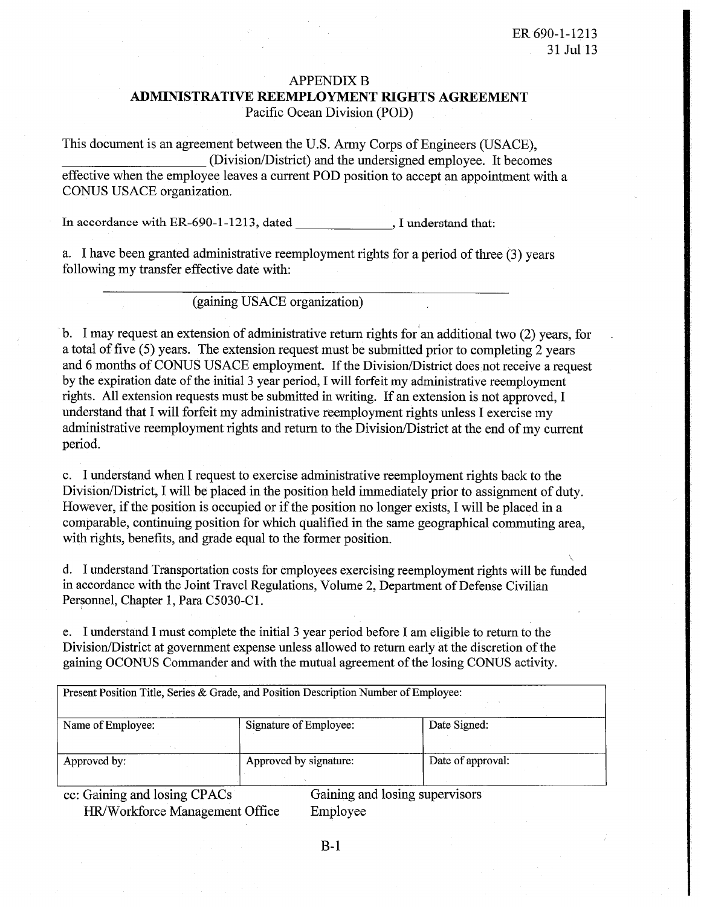# APPENDIX B

## ADMINISTRATIVE REEMPLOYMENT RIGHTS AGREEMENT

Pacific Ocean Division (POD)

This document is an agreement between the U.S. Army Corps of Engineers (USACE), \_\_\_\_\_\_\_\_\_\_\_\_\_\_\_\_\_\_\_\_\_ (Division/District) and the undersigned employee. It becomes effective when the employee leaves a current POD position to accept an appointment with a CONUS USACE organization.

In accordance with ER-690-1-1213, dated \_\_\_\_\_\_\_\_\_\_\_\_\_\_, I understand that:

a. I have been granted administrative reemployment rights for a period of three (3) years following my transfer effective date with:

\_\_\_\_\_\_\_\_\_\_\_\_\_\_\_\_\_\_\_\_\_\_\_\_\_\_\_\_\_\_\_\_\_\_\_\_\_\_\_\_\_\_\_\_\_\_\_\_\_\_\_\_
(gaining USACE organization)

b. I may request an extension of administrative return rights for an additional two (2) years, for a total of five (5) years. The extension request must be submitted prior to completing 2 years and 6 months of CONUS USACE employment. If the Division/District does not receive a request by the expiration date of the initial 3 year period, I will forfeit my administrative reemployment rights. All extension requests must be submitted in writing. If an extension is not approved, I understand that I will forfeit my administrative reemployment rights unless I exercise my administrative reemployment rights and return to the Division/District at the end of my current period.

c. I understand when I request to exercise administrative reemployment rights back to the Division/District, I will be placed in the position held immediately prior to assignment of duty. However, if the position is occupied or if the position no longer exists, I will be placed in a comparable, continuing position for which qualified in the same geographical commuting area, with rights, benefits, and grade equal to the former position.

d. I understand Transportation costs for employees exercising reemployment rights will be funded in accordance with the Joint Travel Regulations, Volume 2, Department of Defense Civilian Personnel, Chapter 1, Para C5030-C1.

e. I understand I must complete the initial 3 year period before I am eligible to return to the Division/District at government expense unless allowed to return early at the discretion of the gaining OCONUS Commander and with the mutual agreement of the losing CONUS activity.

| Present Position Title, Series & Grade, and Position Description Number of Employee: | | |
|---|---|---|
| Name of Employee: | Signature of Employee: | Date Signed: |
| Approved by: | Approved by signature: | Date of approval: |

cc: Gaining and losing CPACs
HR/Workforce Management Office
Gaining and losing supervisors
Employee